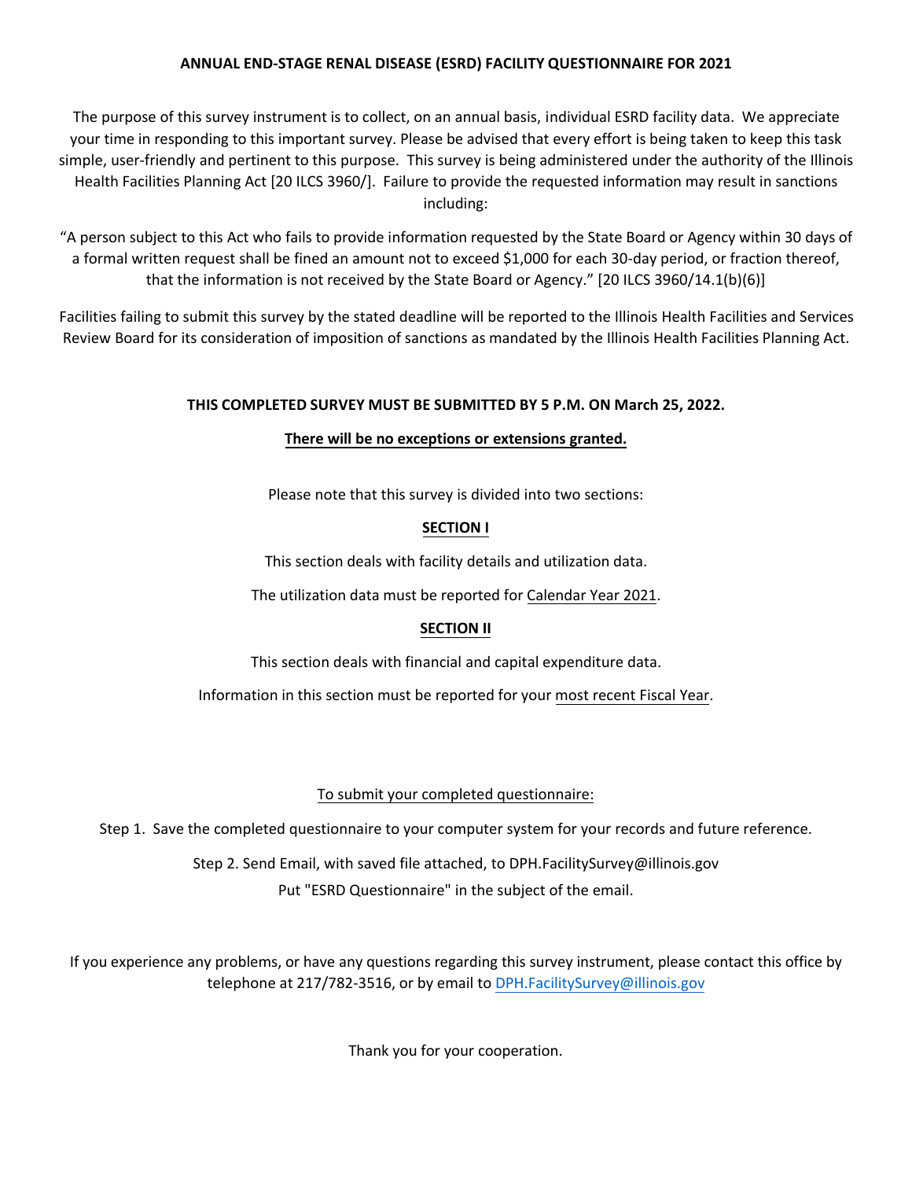# ANNUAL END-STAGE RENAL DISEASE (ESRD) FACILITY QUESTIONNAIRE FOR 2021

The purpose of this survey instrument is to collect, on an annual basis, individual ESRD facility data. We appreciate your time in responding to this important survey. Please be advised that every effort is being taken to keep this task simple, user-friendly and pertinent to this purpose. This survey is being administered under the authority of the Illinois Health Facilities Planning Act [20 ILCS 3960/]. Failure to provide the requested information may result in sanctions including:

"A person subject to this Act who fails to provide information requested by the State Board or Agency within 30 days of a formal written request shall be fined an amount not to exceed $1,000 for each 30-day period, or fraction thereof, that the information is not received by the State Board or Agency." [20 ILCS 3960/14.1(b)(6)]

Facilities failing to submit this survey by the stated deadline will be reported to the Illinois Health Facilities and Services Review Board for its consideration of imposition of sanctions as mandated by the Illinois Health Facilities Planning Act.

**THIS COMPLETED SURVEY MUST BE SUBMITTED BY 5 P.M. ON March 25, 2022.**

**There will be no exceptions or extensions granted.**

Please note that this survey is divided into two sections:

## SECTION I

This section deals with facility details and utilization data.

The utilization data must be reported for Calendar Year 2021.

## SECTION II

This section deals with financial and capital expenditure data.

Information in this section must be reported for your most recent Fiscal Year.

To submit your completed questionnaire:

Step 1. Save the completed questionnaire to your computer system for your records and future reference.

Step 2. Send Email, with saved file attached, to DPH.FacilitySurvey@illinois.gov
Put "ESRD Questionnaire" in the subject of the email.

If you experience any problems, or have any questions regarding this survey instrument, please contact this office by telephone at 217/782-3516, or by email to DPH.FacilitySurvey@illinois.gov

Thank you for your cooperation.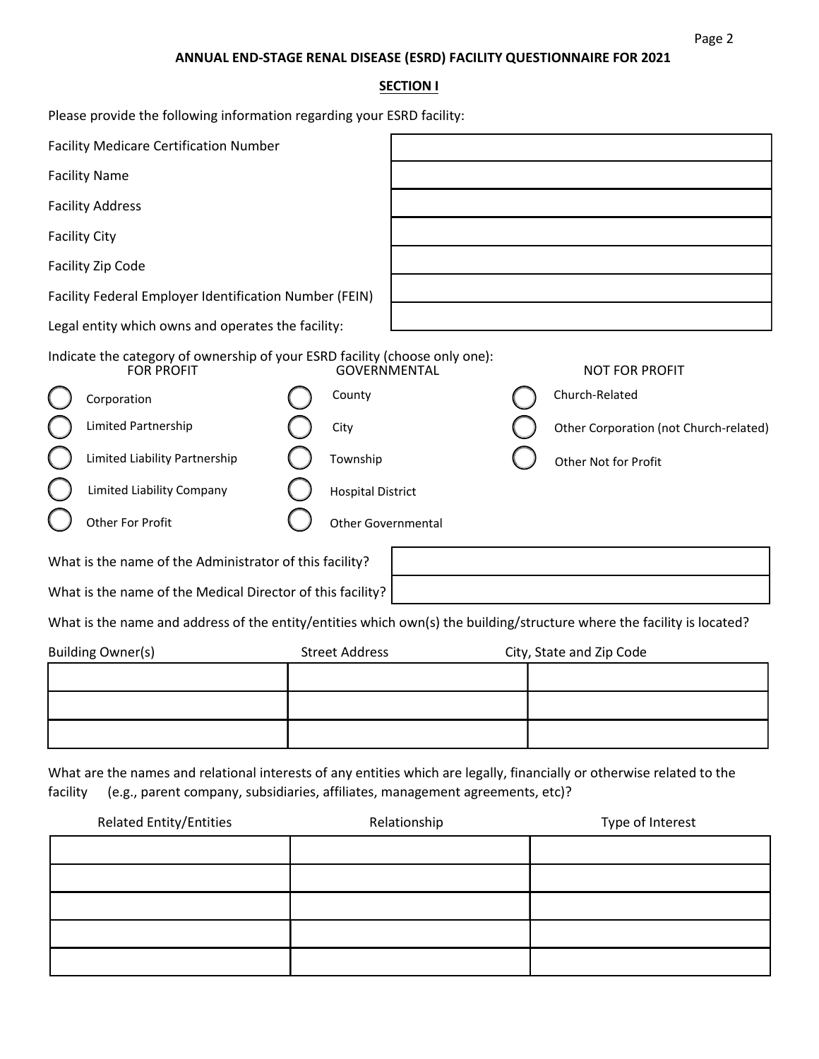## ANNUAL END-STAGE RENAL DISEASE (ESRD) FACILITY QUESTIONNAIRE FOR 2021

### SECTION I

Please provide the following information regarding your ESRD facility:

| | |
|---|---|
| Facility Medicare Certification Number | |
| Facility Name | |
| Facility Address | |
| Facility City | |
| Facility Zip Code | |
| Facility Federal Employer Identification Number (FEIN) | |
| Legal entity which owns and operates the facility: | |

Indicate the category of ownership of your ESRD facility (choose only one):

| FOR PROFIT | GOVERNMENTAL | NOT FOR PROFIT |
|---|---|---|
| ○ Corporation | ○ County | ○ Church-Related |
| ○ Limited Partnership | ○ City | ○ Other Corporation (not Church-related) |
| ○ Limited Liability Partnership | ○ Township | ○ Other Not for Profit |
| ○ Limited Liability Company | ○ Hospital District | |
| ○ Other For Profit | ○ Other Governmental | |

| | |
|---|---|
| What is the name of the Administrator of this facility? | |
| What is the name of the Medical Director of this facility? | |

What is the name and address of the entity/entities which own(s) the building/structure where the facility is located?

| Building Owner(s) | Street Address | City, State and Zip Code |
|---|---|---|
| | | |
| | | |
| | | |

What are the names and relational interests of any entities which are legally, financially or otherwise related to the facility (e.g., parent company, subsidiaries, affiliates, management agreements, etc)?

| Related Entity/Entities | Relationship | Type of Interest |
|---|---|---|
| | | |
| | | |
| | | |
| | | |
| | | |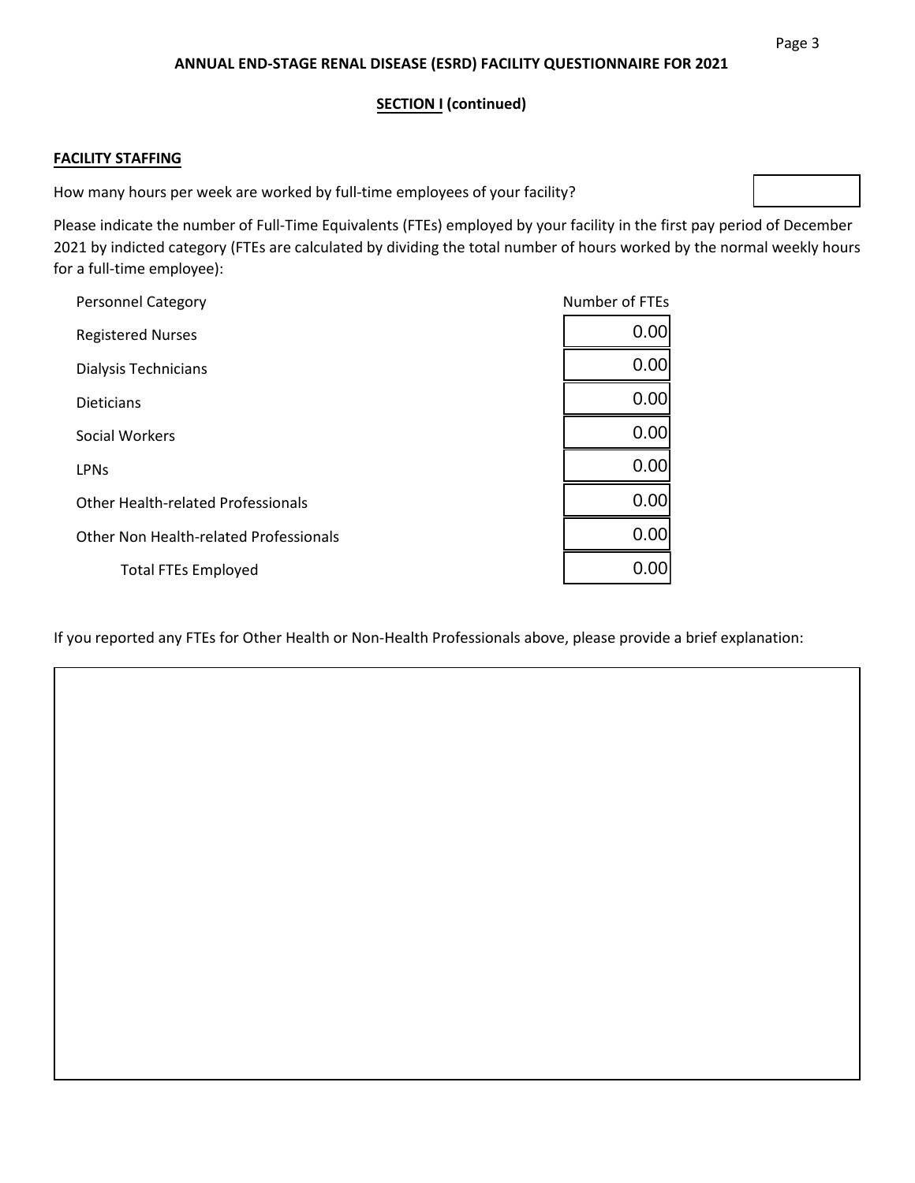**ANNUAL END-STAGE RENAL DISEASE (ESRD) FACILITY QUESTIONNAIRE FOR 2021**

**SECTION I (continued)**

**FACILITY STAFFING**

How many hours per week are worked by full-time employees of your facility?

Please indicate the number of Full-Time Equivalents (FTEs) employed by your facility in the first pay period of December 2021 by indicted category (FTEs are calculated by dividing the total number of hours worked by the normal weekly hours for a full-time employee):

| Personnel Category | Number of FTEs |
|---|---|
| Registered Nurses | 0.00 |
| Dialysis Technicians | 0.00 |
| Dieticians | 0.00 |
| Social Workers | 0.00 |
| LPNs | 0.00 |
| Other Health-related Professionals | 0.00 |
| Other Non Health-related Professionals | 0.00 |
| Total FTEs Employed | 0.00 |

If you reported any FTEs for Other Health or Non-Health Professionals above, please provide a brief explanation: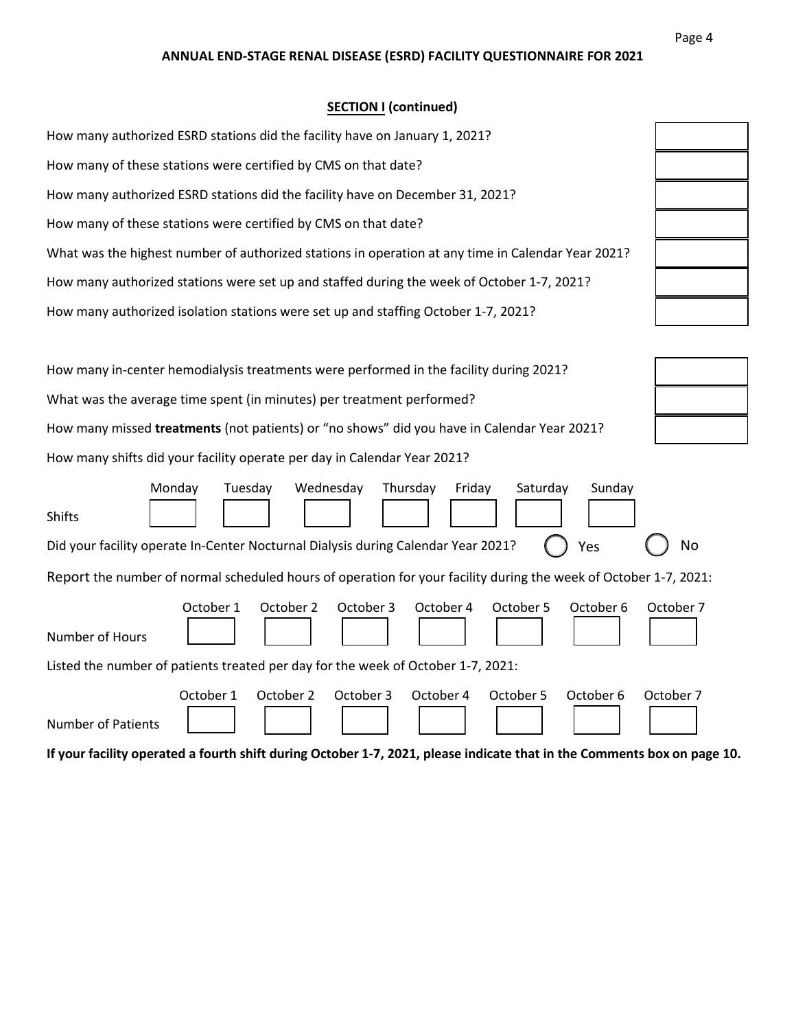## ANNUAL END-STAGE RENAL DISEASE (ESRD) FACILITY QUESTIONNAIRE FOR 2021

### SECTION I (continued)

| | |
|---|---|
| How many authorized ESRD stations did the facility have on January 1, 2021? | |
| How many of these stations were certified by CMS on that date? | |
| How many authorized ESRD stations did the facility have on December 31, 2021? | |
| How many of these stations were certified by CMS on that date? | |
| What was the highest number of authorized stations in operation at any time in Calendar Year 2021? | |
| How many authorized stations were set up and staffed during the week of October 1-7, 2021? | |
| How many authorized isolation stations were set up and staffing October 1-7, 2021? | |

| | |
|---|---|
| How many in-center hemodialysis treatments were performed in the facility during 2021? | |
| What was the average time spent (in minutes) per treatment performed? | |
| How many missed **treatments** (not patients) or "no shows" did you have in Calendar Year 2021? | |

How many shifts did your facility operate per day in Calendar Year 2021?

| | Monday | Tuesday | Wednesday | Thursday | Friday | Saturday | Sunday |
|---|---|---|---|---|---|---|---|
| Shifts | | | | | | | |

Did your facility operate In-Center Nocturnal Dialysis during Calendar Year 2021? ◯ Yes ◯ No

Report the number of normal scheduled hours of operation for your facility during the week of October 1-7, 2021:

| | October 1 | October 2 | October 3 | October 4 | October 5 | October 6 | October 7 |
|---|---|---|---|---|---|---|---|
| Number of Hours | | | | | | | |

Listed the number of patients treated per day for the week of October 1-7, 2021:

| | October 1 | October 2 | October 3 | October 4 | October 5 | October 6 | October 7 |
|---|---|---|---|---|---|---|---|
| Number of Patients | | | | | | | |

**If your facility operated a fourth shift during October 1-7, 2021, please indicate that in the Comments box on page 10.**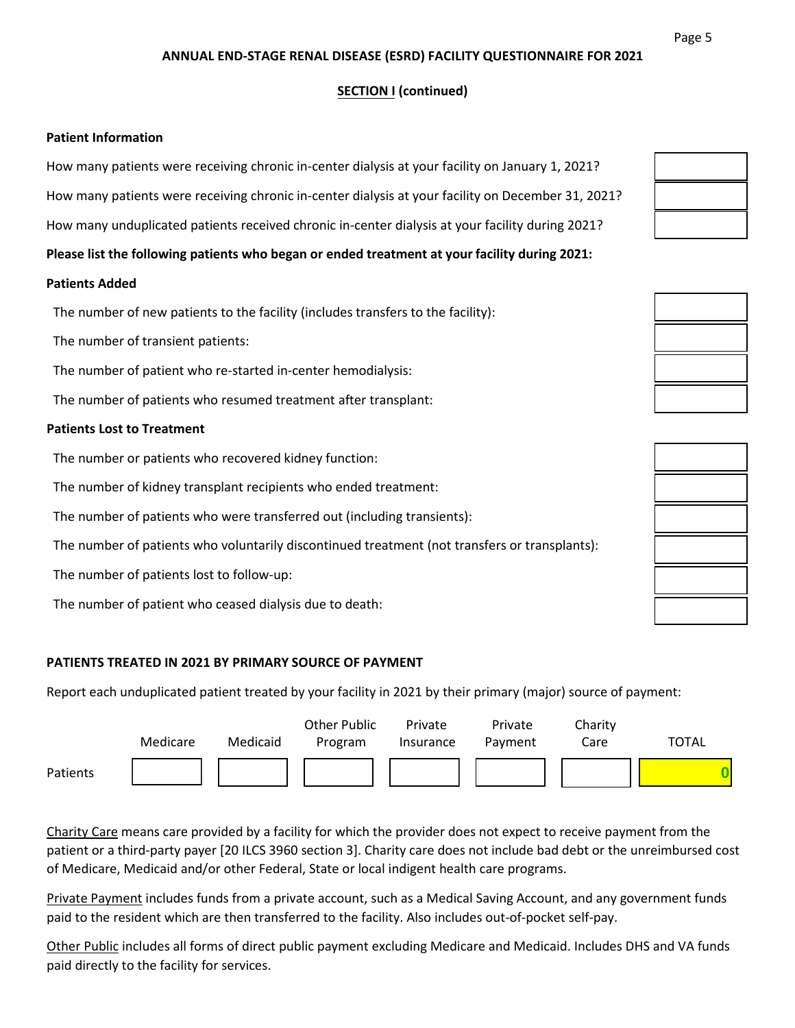## ANNUAL END-STAGE RENAL DISEASE (ESRD) FACILITY QUESTIONNAIRE FOR 2021

### SECTION I (continued)

**Patient Information**

How many patients were receiving chronic in-center dialysis at your facility on January 1, 2021?

How many patients were receiving chronic in-center dialysis at your facility on December 31, 2021?

How many unduplicated patients received chronic in-center dialysis at your facility during 2021?

**Please list the following patients who began or ended treatment at your facility during 2021:**

**Patients Added**

The number of new patients to the facility (includes transfers to the facility):

The number of transient patients:

The number of patient who re-started in-center hemodialysis:

The number of patients who resumed treatment after transplant:

**Patients Lost to Treatment**

The number or patients who recovered kidney function:

The number of kidney transplant recipients who ended treatment:

The number of patients who were transferred out (including transients):

The number of patients who voluntarily discontinued treatment (not transfers or transplants):

The number of patients lost to follow-up:

The number of patient who ceased dialysis due to death:

**PATIENTS TREATED IN 2021 BY PRIMARY SOURCE OF PAYMENT**

Report each unduplicated patient treated by your facility in 2021 by their primary (major) source of payment:

| | Medicare | Medicaid | Other Public Program | Private Insurance | Private Payment | Charity Care | TOTAL |
|---|---|---|---|---|---|---|---|
| Patients | | | | | | | 0 |

Charity Care means care provided by a facility for which the provider does not expect to receive payment from the patient or a third-party payer [20 ILCS 3960 section 3]. Charity care does not include bad debt or the unreimbursed cost of Medicare, Medicaid and/or other Federal, State or local indigent health care programs.

Private Payment includes funds from a private account, such as a Medical Saving Account, and any government funds paid to the resident which are then transferred to the facility. Also includes out-of-pocket self-pay.

Other Public includes all forms of direct public payment excluding Medicare and Medicaid. Includes DHS and VA funds paid directly to the facility for services.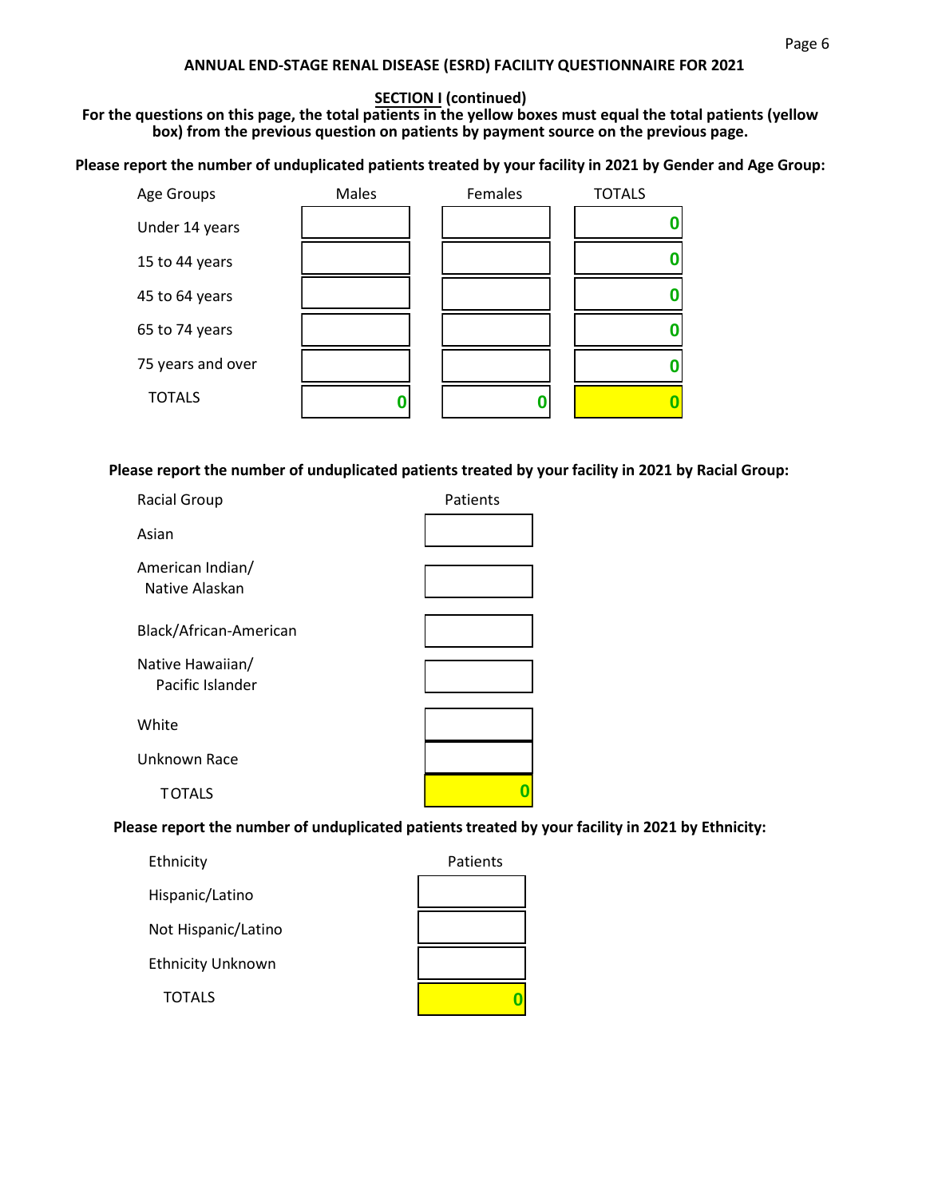## ANNUAL END-STAGE RENAL DISEASE (ESRD) FACILITY QUESTIONNAIRE FOR 2021

**SECTION I (continued)**

**For the questions on this page, the total patients in the yellow boxes must equal the total patients (yellow box) from the previous question on patients by payment source on the previous page.**

**Please report the number of unduplicated patients treated by your facility in 2021 by Gender and Age Group:**

| Age Groups | Males | Females | TOTALS |
|---|---|---|---|
| Under 14 years | | | 0 |
| 15 to 44 years | | | 0 |
| 45 to 64 years | | | 0 |
| 65 to 74 years | | | 0 |
| 75 years and over | | | 0 |
| TOTALS | 0 | 0 | 0 |

**Please report the number of unduplicated patients treated by your facility in 2021 by Racial Group:**

| Racial Group | Patients |
|---|---|
| Asian | |
| American Indian/ Native Alaskan | |
| Black/African-American | |
| Native Hawaiian/ Pacific Islander | |
| White | |
| Unknown Race | |
| TOTALS | 0 |

**Please report the number of unduplicated patients treated by your facility in 2021 by Ethnicity:**

| Ethnicity | Patients |
|---|---|
| Hispanic/Latino | |
| Not Hispanic/Latino | |
| Ethnicity Unknown | |
| TOTALS | 0 |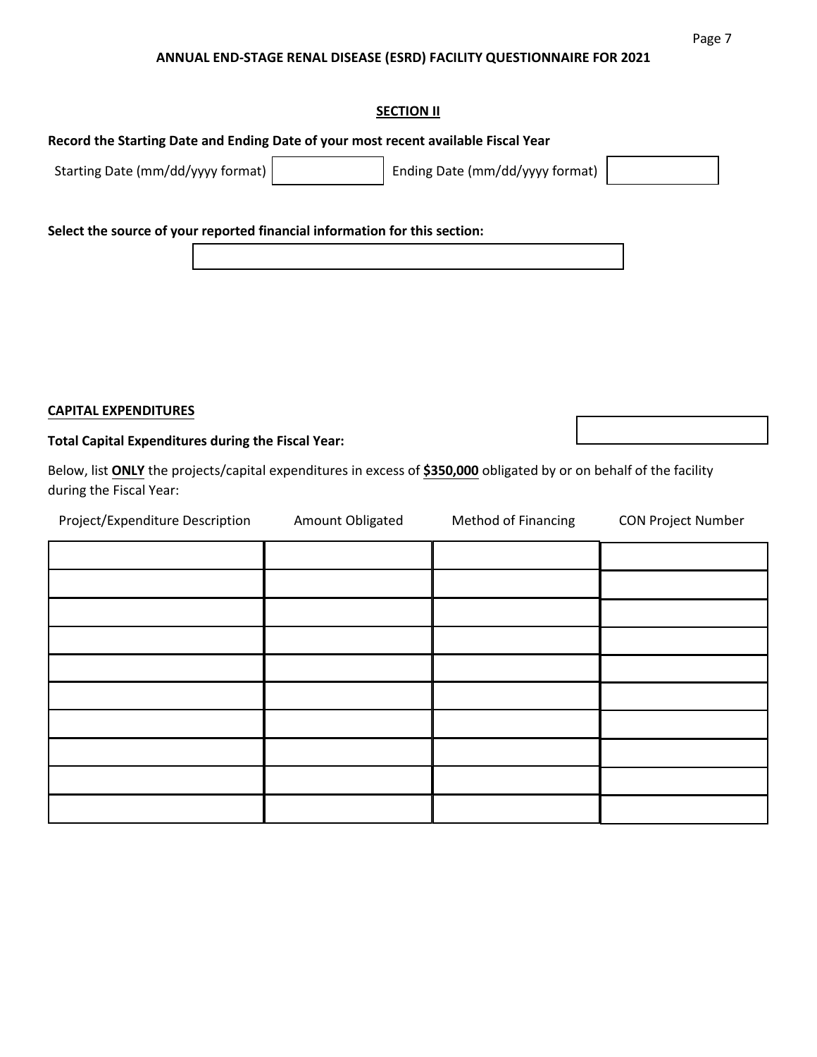## ANNUAL END-STAGE RENAL DISEASE (ESRD) FACILITY QUESTIONNAIRE FOR 2021

### SECTION II

**Record the Starting Date and Ending Date of your most recent available Fiscal Year**

Starting Date (mm/dd/yyyy format) ______ Ending Date (mm/dd/yyyy format) ______

**Select the source of your reported financial information for this section:**

______

**CAPITAL EXPENDITURES**

**Total Capital Expenditures during the Fiscal Year:** ______

Below, list **ONLY** the projects/capital expenditures in excess of **$350,000** obligated by or on behalf of the facility during the Fiscal Year:

| Project/Expenditure Description | Amount Obligated | Method of Financing | CON Project Number |
|---|---|---|---|
| | | | |
| | | | |
| | | | |
| | | | |
| | | | |
| | | | |
| | | | |
| | | | |
| | | | |
| | | | |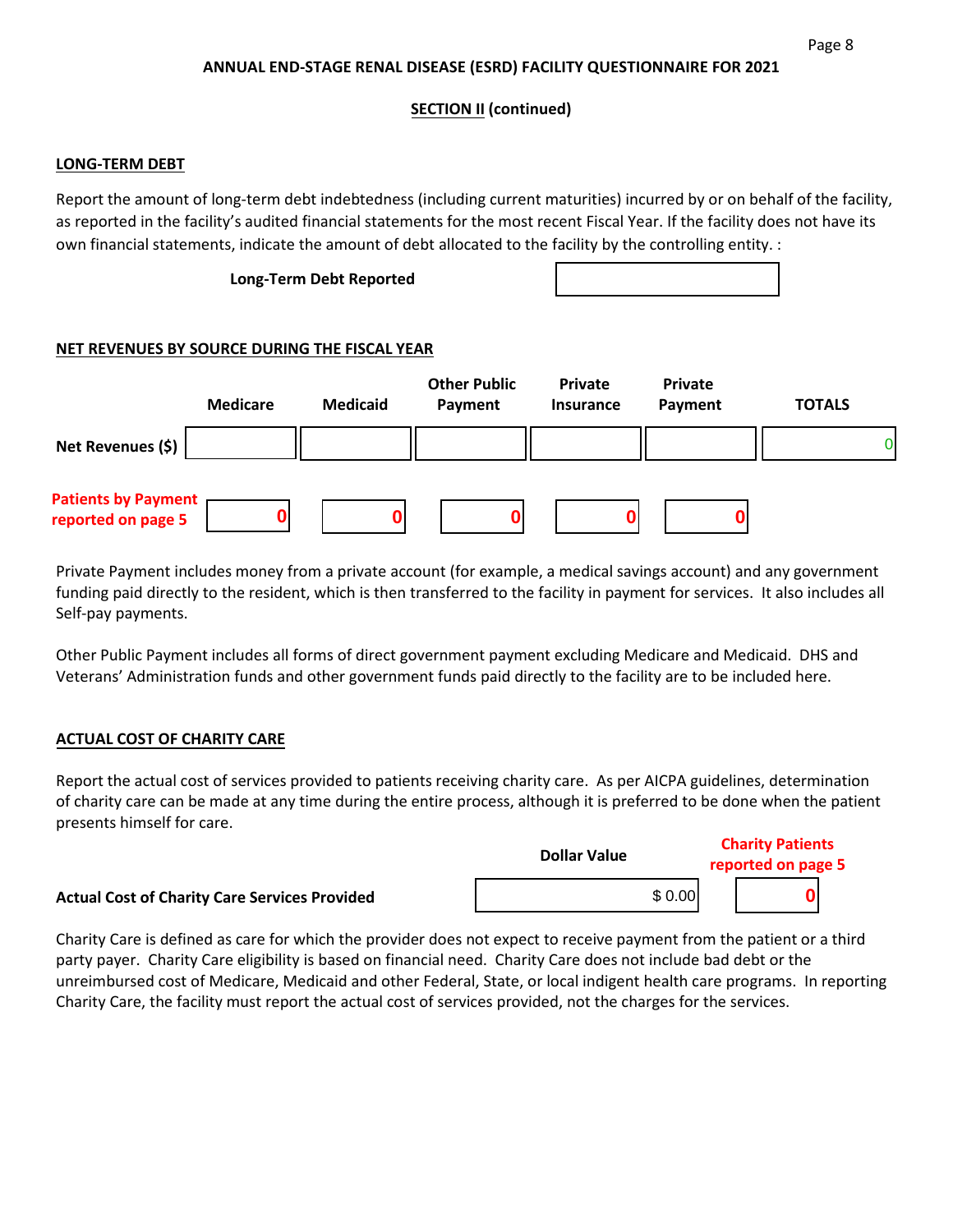**ANNUAL END-STAGE RENAL DISEASE (ESRD) FACILITY QUESTIONNAIRE FOR 2021**

**SECTION II (continued)**

## LONG-TERM DEBT

Report the amount of long-term debt indebtedness (including current maturities) incurred by or on behalf of the facility, as reported in the facility's audited financial statements for the most recent Fiscal Year. If the facility does not have its own financial statements, indicate the amount of debt allocated to the facility by the controlling entity. :

| **Long-Term Debt Reported** | |
|---|---|

## NET REVENUES BY SOURCE DURING THE FISCAL YEAR

| | Medicare | Medicaid | Other Public Payment | Private Insurance | Private Payment | TOTALS |
|---|---|---|---|---|---|---|
| **Net Revenues ($)** | | | | | | 0 |
| **Patients by Payment reported on page 5** | 0 | 0 | 0 | 0 | 0 | |

Private Payment includes money from a private account (for example, a medical savings account) and any government funding paid directly to the resident, which is then transferred to the facility in payment for services. It also includes all Self-pay payments.

Other Public Payment includes all forms of direct government payment excluding Medicare and Medicaid. DHS and Veterans' Administration funds and other government funds paid directly to the facility are to be included here.

## ACTUAL COST OF CHARITY CARE

Report the actual cost of services provided to patients receiving charity care. As per AICPA guidelines, determination of charity care can be made at any time during the entire process, although it is preferred to be done when the patient presents himself for care.

| | Dollar Value | Charity Patients reported on page 5 |
|---|---|---|
| **Actual Cost of Charity Care Services Provided** | $ 0.00 | 0 |

Charity Care is defined as care for which the provider does not expect to receive payment from the patient or a third party payer. Charity Care eligibility is based on financial need. Charity Care does not include bad debt or the unreimbursed cost of Medicare, Medicaid and other Federal, State, or local indigent health care programs. In reporting Charity Care, the facility must report the actual cost of services provided, not the charges for the services.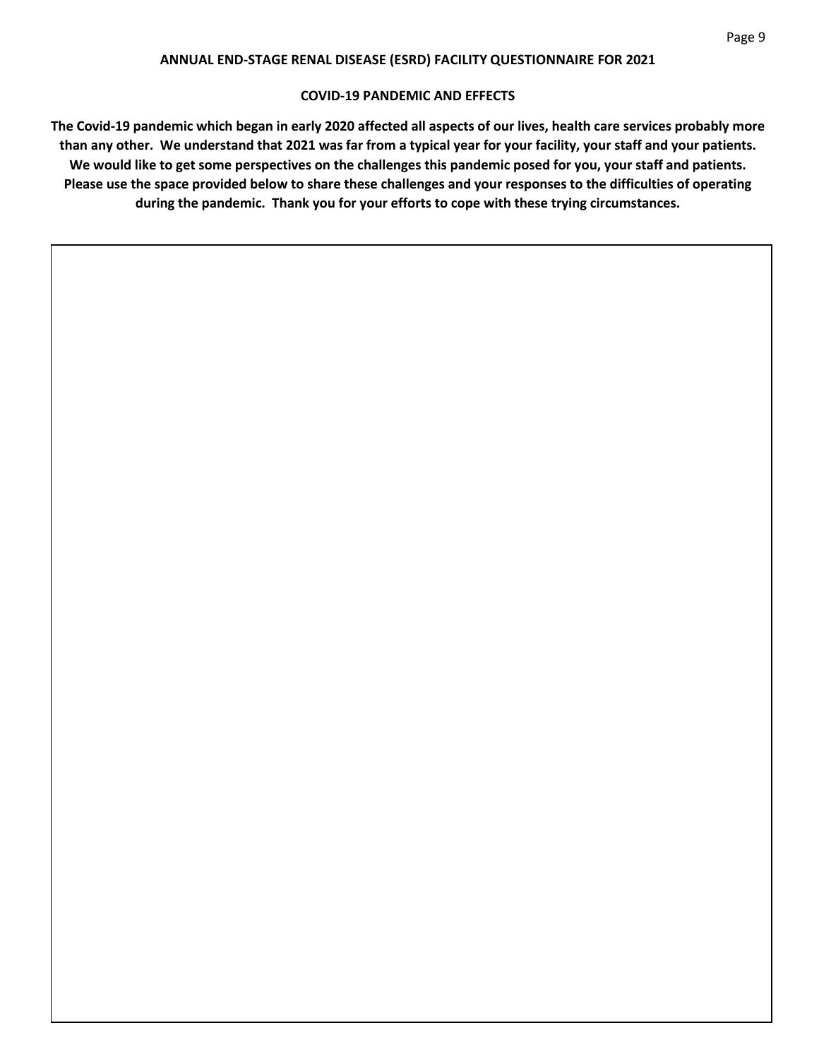**ANNUAL END-STAGE RENAL DISEASE (ESRD) FACILITY QUESTIONNAIRE FOR 2021**

**COVID-19 PANDEMIC AND EFFECTS**

**The Covid-19 pandemic which began in early 2020 affected all aspects of our lives, health care services probably more than any other. We understand that 2021 was far from a typical year for your facility, your staff and your patients. We would like to get some perspectives on the challenges this pandemic posed for you, your staff and patients. Please use the space provided below to share these challenges and your responses to the difficulties of operating during the pandemic. Thank you for your efforts to cope with these trying circumstances.**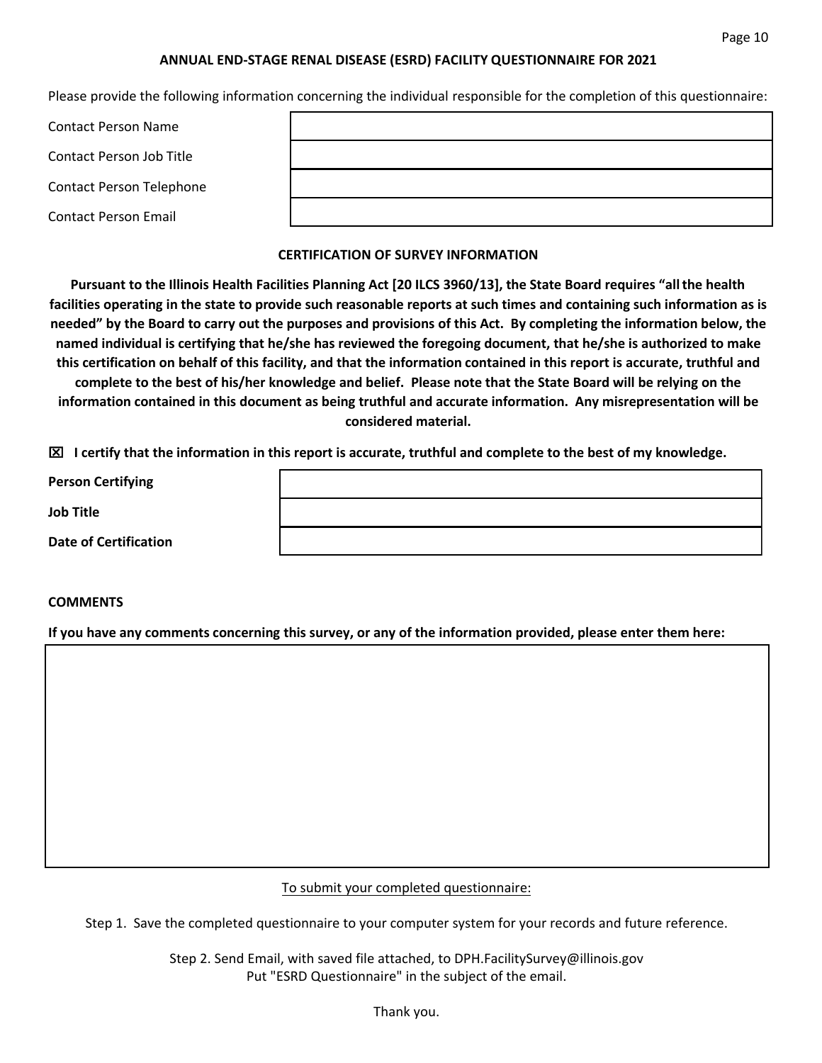## ANNUAL END-STAGE RENAL DISEASE (ESRD) FACILITY QUESTIONNAIRE FOR 2021

Please provide the following information concerning the individual responsible for the completion of this questionnaire:

| | |
|---|---|
| Contact Person Name | |
| Contact Person Job Title | |
| Contact Person Telephone | |
| Contact Person Email | |

### CERTIFICATION OF SURVEY INFORMATION

**Pursuant to the Illinois Health Facilities Planning Act [20 ILCS 3960/13], the State Board requires "all the health facilities operating in the state to provide such reasonable reports at such times and containing such information as is needed" by the Board to carry out the purposes and provisions of this Act. By completing the information below, the named individual is certifying that he/she has reviewed the foregoing document, that he/she is authorized to make this certification on behalf of this facility, and that the information contained in this report is accurate, truthful and complete to the best of his/her knowledge and belief. Please note that the State Board will be relying on the information contained in this document as being truthful and accurate information. Any misrepresentation will be considered material.**

☒ **I certify that the information in this report is accurate, truthful and complete to the best of my knowledge.**

| | |
|---|---|
| **Person Certifying** | |
| **Job Title** | |
| **Date of Certification** | |

**COMMENTS**

**If you have any comments concerning this survey, or any of the information provided, please enter them here:**

To submit your completed questionnaire:

Step 1. Save the completed questionnaire to your computer system for your records and future reference.

Step 2. Send Email, with saved file attached, to DPH.FacilitySurvey@illinois.gov
Put "ESRD Questionnaire" in the subject of the email.

Thank you.